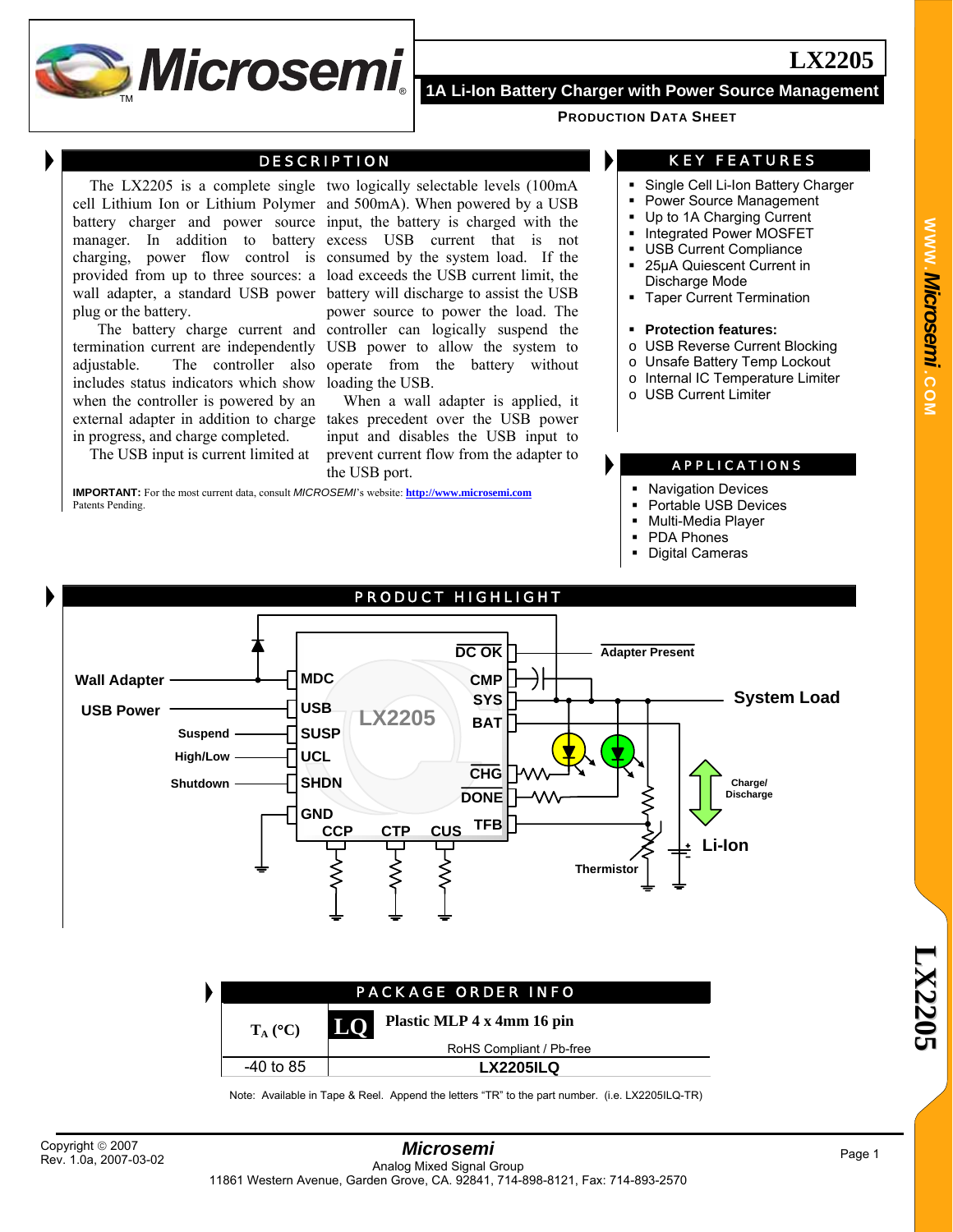# LX2205

## 1A Li-Ion Battery Charger with Power Source Management

**PRODUCTION DATA SHEET**

## DESCRIPTION

The LX2205 is a complete single cell Lithium Ion or Lithium Polymer battery charger and power source manager. In addition to battery charging, power flow control is provided from up to three sources: a wall adapter, a standard USB power plug or the battery.

The battery charge current and termination current are independently adjustable. The controller also includes status indicators which show when the controller is powered by an external adapter in addition to charge in progress, and charge completed.

The USB input is current limited at two logically selectable levels (100mA and 500mA). When powered by a USB input, the battery is charged with the excess USB current that is not consumed by the system load. If the load exceeds the USB current limit, the battery will discharge to assist the USB power source to power the load. The controller can logically suspend the USB power to allow the system to operate from the battery without loading the USB.

When a wall adapter is applied, it takes precedent over the USB power input and disables the USB input to prevent current flow from the adapter to the USB port.

**IMPORTANT:** For the most current data, consult *MICROSEMI*'s website: **http://www.microsemi.com**
Patents Pending.

## KEY FEATURES

- Single Cell Li-Ion Battery Charger
- Power Source Management
- Up to 1A Charging Current
- Integrated Power MOSFET
- USB Current Compliance
- 25µA Quiescent Current in Discharge Mode
- Taper Current Termination
- **Protection features:**
  - USB Reverse Current Blocking
  - Unsafe Battery Temp Lockout
  - Internal IC Temperature Limiter
  - USB Current Limiter

## APPLICATIONS

- Navigation Devices
- Portable USB Devices
- Multi-Media Player
- PDA Phones
- Digital Cameras

## PRODUCT HIGHLIGHT

## PACKAGE ORDER INFO

| $T_A$ (°C) | LQ Plastic MLP 4 x 4mm 16 pin RoHS Compliant / Pb-free |
|---|---|
| -40 to 85 | LX2205ILQ |

Note: Available in Tape & Reel. Append the letters "TR" to the part number. (i.e. LX2205ILQ-TR)

Copyright © 2007
Rev. 1.0a, 2007-03-02

*Microsemi*
Analog Mixed Signal Group
11861 Western Avenue, Garden Grove, CA. 92841, 714-898-8121, Fax: 714-893-2570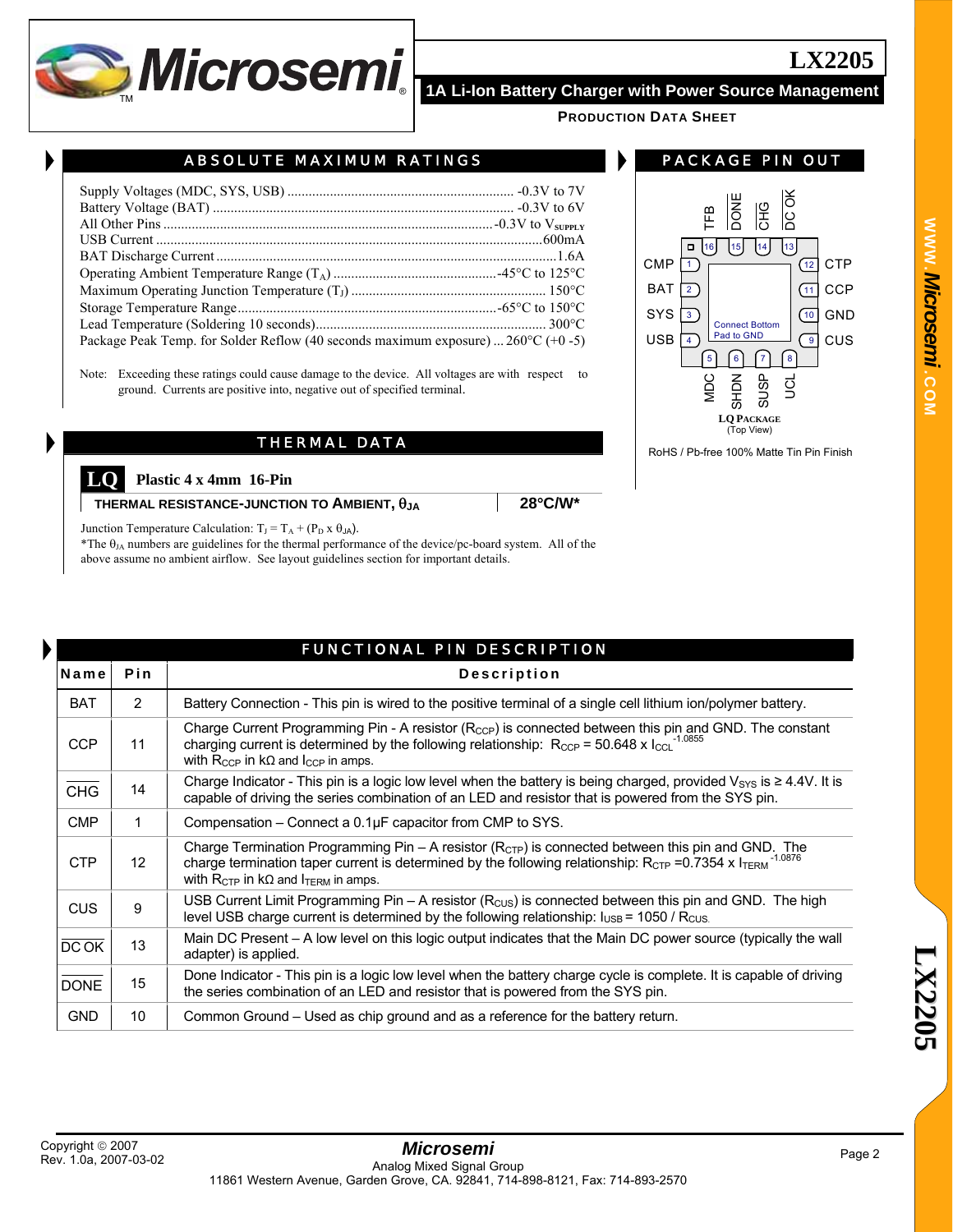## ABSOLUTE MAXIMUM RATINGS

Supply Voltages (MDC, SYS, USB) ................ -0.3V to 7V
Battery Voltage (BAT) ................ -0.3V to 6V
All Other Pins ................ -0.3V to $V_{SUPPLY}$
USB Current ................ 600mA
BAT Discharge Current ................ 1.6A
Operating Ambient Temperature Range ($T_A$) ................ -45°C to 125°C
Maximum Operating Junction Temperature ($T_J$) ................ 150°C
Storage Temperature Range ................ -65°C to 150°C
Lead Temperature (Soldering 10 seconds) ................ 300°C
Package Peak Temp. for Solder Reflow (40 seconds maximum exposure) ... 260°C (+0 -5)

Note: Exceeding these ratings could cause damage to the device. All voltages are with respect to ground. Currents are positive into, negative out of specified terminal.

## THERMAL DATA

**LQ** **Plastic 4 x 4mm 16-Pin**

| THERMAL RESISTANCE-JUNCTION TO AMBIENT, $\theta_{JA}$ | 28°C/W* |
|---|---|

Junction Temperature Calculation: $T_J = T_A + (P_D \times \theta_{JA})$.
*The $\theta_{JA}$ numbers are guidelines for the thermal performance of the device/pc-board system. All of the above assume no ambient airflow. See layout guidelines section for important details.

## PACKAGE PIN OUT

Top: TFB (16), DONE (15), CHG (14), DC OK (13)
Left: CMP (1), BAT (2), SYS (3), USB (4)
Right: CTP (12), CCP (11), GND (10), CUS (9)
Bottom: MDC (5), SHDN (6), SUSP (7), UCL (8)

Connect Bottom Pad to GND

**LQ PACKAGE**
(Top View)

RoHS / Pb-free 100% Matte Tin Pin Finish

## FUNCTIONAL PIN DESCRIPTION

| Name | Pin | Description |
|---|---|---|
| BAT | 2 | Battery Connection - This pin is wired to the positive terminal of a single cell lithium ion/polymer battery. |
| CCP | 11 | Charge Current Programming Pin - A resistor ($R_{CCP}$) is connected between this pin and GND. The constant charging current is determined by the following relationship: $R_{CCP} = 50.648 \times I_{CCL}^{-1.0855}$ with $R_{CCP}$ in kΩ and $I_{CCP}$ in amps. |
| $\overline{CHG}$ | 14 | Charge Indicator - This pin is a logic low level when the battery is being charged, provided $V_{SYS} \geq 4.4V$. It is capable of driving the series combination of an LED and resistor that is powered from the SYS pin. |
| CMP | 1 | Compensation – Connect a 0.1µF capacitor from CMP to SYS. |
| CTP | 12 | Charge Termination Programming Pin – A resistor ($R_{CTP}$) is connected between this pin and GND. The charge termination taper current is determined by the following relationship: $R_{CTP} = 0.7354 \times I_{TERM}^{-1.0876}$ with $R_{CTP}$ in kΩ and $I_{TERM}$ in amps. |
| CUS | 9 | USB Current Limit Programming Pin – A resistor ($R_{CUS}$) is connected between this pin and GND. The high level USB charge current is determined by the following relationship: $I_{USB} = 1050 / R_{CUS}$. |
| $\overline{DC\ OK}$ | 13 | Main DC Present – A low level on this logic output indicates that the Main DC power source (typically the wall adapter) is applied. |
| $\overline{DONE}$ | 15 | Done Indicator - This pin is a logic low level when the battery charge cycle is complete. It is capable of driving the series combination of an LED and resistor that is powered from the SYS pin. |
| GND | 10 | Common Ground – Used as chip ground and as a reference for the battery return. |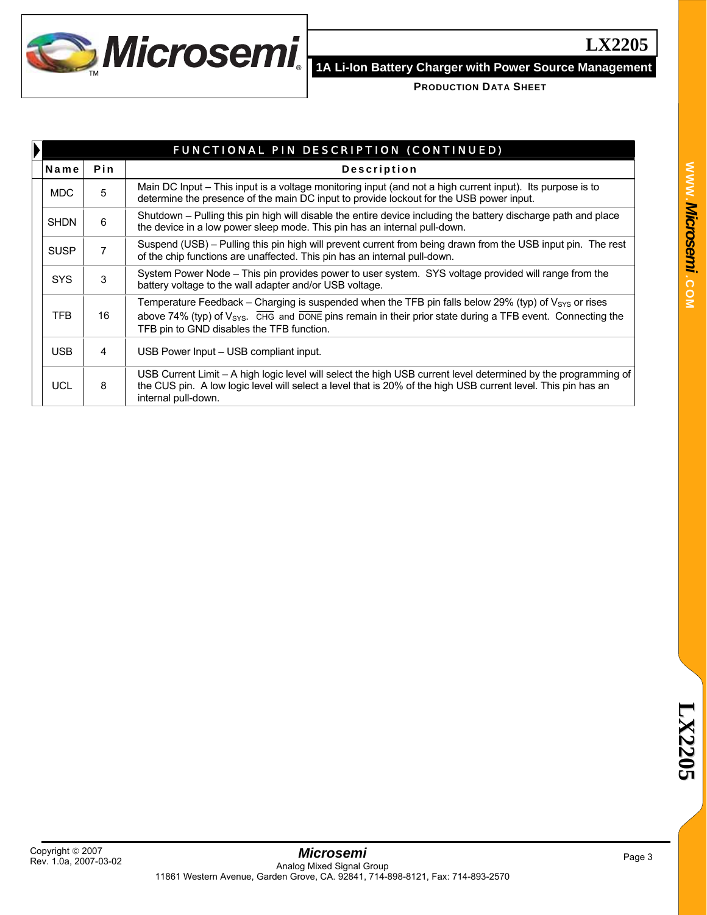## FUNCTIONAL PIN DESCRIPTION (CONTINUED)

| Name | Pin | Description |
|---|---|---|
| MDC | 5 | Main DC Input – This input is a voltage monitoring input (and not a high current input). Its purpose is to determine the presence of the main DC input to provide lockout for the USB power input. |
| SHDN | 6 | Shutdown – Pulling this pin high will disable the entire device including the battery discharge path and place the device in a low power sleep mode. This pin has an internal pull-down. |
| SUSP | 7 | Suspend (USB) – Pulling this pin high will prevent current from being drawn from the USB input pin. The rest of the chip functions are unaffected. This pin has an internal pull-down. |
| SYS | 3 | System Power Node – This pin provides power to user system. SYS voltage provided will range from the battery voltage to the wall adapter and/or USB voltage. |
| TFB | 16 | Temperature Feedback – Charging is suspended when the TFB pin falls below 29% (typ) of $V_{SYS}$ or rises above 74% (typ) of $V_{SYS}$. $\overline{\text{CHG}}$ and $\overline{\text{DONE}}$ pins remain in their prior state during a TFB event. Connecting the TFB pin to GND disables the TFB function. |
| USB | 4 | USB Power Input – USB compliant input. |
| UCL | 8 | USB Current Limit – A high logic level will select the high USB current level determined by the programming of the CUS pin. A low logic level will select a level that is 20% of the high USB current level. This pin has an internal pull-down. |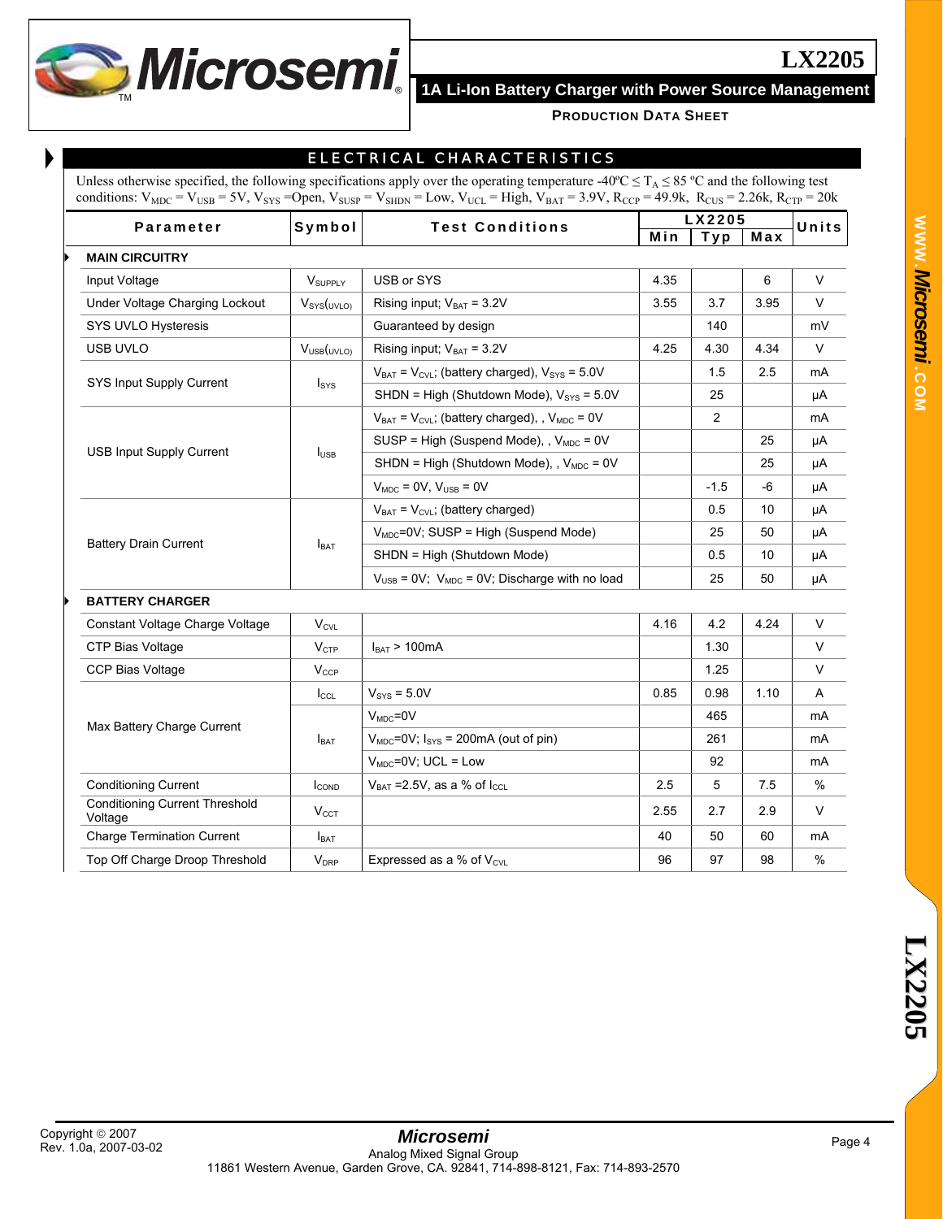## ELECTRICAL CHARACTERISTICS

Unless otherwise specified, the following specifications apply over the operating temperature -40ºC ≤ $T_A$ ≤ 85 ºC and the following test conditions: $V_{MDC}$ = $V_{USB}$ = 5V, $V_{SYS}$ =Open, $V_{SUSP}$ = $V_{SHDN}$ = Low, $V_{UCL}$ = High, $V_{BAT}$ = 3.9V, $R_{CCP}$ = 49.9k, $R_{CUS}$ = 2.26k, $R_{CTP}$ = 20k

| Parameter | Symbol | Test Conditions | LX2205 Min | LX2205 Typ | LX2205 Max | Units |
|---|---|---|---|---|---|---|
| **MAIN CIRCUITRY** | | | | | | |
| Input Voltage | $V_{SUPPLY}$ | USB or SYS | 4.35 | | 6 | V |
| Under Voltage Charging Lockout | $V_{SYS(UVLO)}$ | Rising input; $V_{BAT}$ = 3.2V | 3.55 | 3.7 | 3.95 | V |
| SYS UVLO Hysteresis | | Guaranteed by design | | 140 | | mV |
| USB UVLO | $V_{USB(UVLO)}$ | Rising input; $V_{BAT}$ = 3.2V | 4.25 | 4.30 | 4.34 | V |
| SYS Input Supply Current | $I_{SYS}$ | $V_{BAT}$ = $V_{CVL}$; (battery charged), $V_{SYS}$ = 5.0V | | 1.5 | 2.5 | mA |
| | | SHDN = High (Shutdown Mode), $V_{SYS}$ = 5.0V | | 25 | | µA |
| USB Input Supply Current | $I_{USB}$ | $V_{BAT}$ = $V_{CVL}$; (battery charged), , $V_{MDC}$ = 0V | | 2 | | mA |
| | | SUSP = High (Suspend Mode), , $V_{MDC}$ = 0V | | | 25 | µA |
| | | SHDN = High (Shutdown Mode), , $V_{MDC}$ = 0V | | | 25 | µA |
| | | $V_{MDC}$ = 0V, $V_{USB}$ = 0V | | -1.5 | -6 | µA |
| Battery Drain Current | $I_{BAT}$ | $V_{BAT}$ = $V_{CVL}$; (battery charged) | | 0.5 | 10 | µA |
| | | $V_{MDC}$=0V; SUSP = High (Suspend Mode) | | 25 | 50 | µA |
| | | SHDN = High (Shutdown Mode) | | 0.5 | 10 | µA |
| | | $V_{USB}$ = 0V; $V_{MDC}$ = 0V; Discharge with no load | | 25 | 50 | µA |
| **BATTERY CHARGER** | | | | | | |
| Constant Voltage Charge Voltage | $V_{CVL}$ | | 4.16 | 4.2 | 4.24 | V |
| CTP Bias Voltage | $V_{CTP}$ | $I_{BAT}$ > 100mA | | 1.30 | | V |
| CCP Bias Voltage | $V_{CCP}$ | | | 1.25 | | V |
| Max Battery Charge Current | $I_{CCL}$ | $V_{SYS}$ = 5.0V | 0.85 | 0.98 | 1.10 | A |
| | $I_{BAT}$ | $V_{MDC}$=0V | | 465 | | mA |
| | | $V_{MDC}$=0V; $I_{SYS}$ = 200mA (out of pin) | | 261 | | mA |
| | | $V_{MDC}$=0V; UCL = Low | | 92 | | mA |
| Conditioning Current | $I_{COND}$ | $V_{BAT}$ =2.5V, as a % of $I_{CCL}$ | 2.5 | 5 | 7.5 | % |
| Conditioning Current Threshold Voltage | $V_{CCT}$ | | 2.55 | 2.7 | 2.9 | V |
| Charge Termination Current | $I_{BAT}$ | | 40 | 50 | 60 | mA |
| Top Off Charge Droop Threshold | $V_{DRP}$ | Expressed as a % of $V_{CVL}$ | 96 | 97 | 98 | % |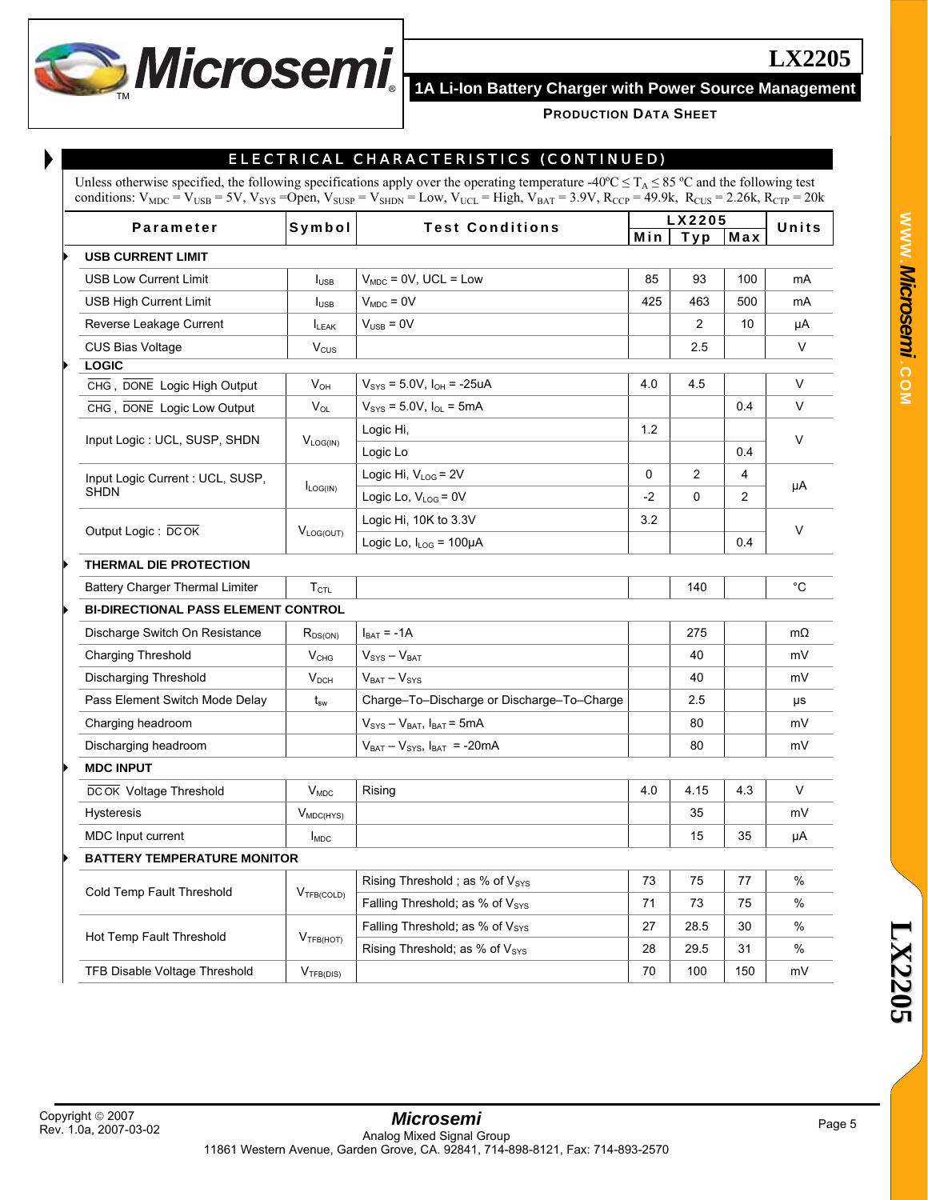## ELECTRICAL CHARACTERISTICS (CONTINUED)

Unless otherwise specified, the following specifications apply over the operating temperature -40ºC ≤ $T_A$ ≤ 85 ºC and the following test conditions: $V_{MDC}$ = $V_{USB}$ = 5V, $V_{SYS}$ =Open, $V_{SUSP}$ = $V_{SHDN}$ = Low, $V_{UCL}$ = High, $V_{BAT}$ = 3.9V, $R_{CCP}$ = 49.9k, $R_{CUS}$ = 2.26k, $R_{CTP}$ = 20k

| Parameter | Symbol | Test Conditions | LX2205 Min | LX2205 Typ | LX2205 Max | Units |
|---|---|---|---|---|---|---|
| **USB CURRENT LIMIT** | | | | | | |
| USB Low Current Limit | $I_{USB}$ | $V_{MDC}$ = 0V, UCL = Low | 85 | 93 | 100 | mA |
| USB High Current Limit | $I_{USB}$ | $V_{MDC}$ = 0V | 425 | 463 | 500 | mA |
| Reverse Leakage Current | $I_{LEAK}$ | $V_{USB}$ = 0V | | 2 | 10 | µA |
| CUS Bias Voltage | $V_{CUS}$ | | | 2.5 | | V |
| **LOGIC** | | | | | | |
| $\overline{CHG}$, $\overline{DONE}$ Logic High Output | $V_{OH}$ | $V_{SYS}$ = 5.0V, $I_{OH}$ = -25uA | 4.0 | 4.5 | | V |
| $\overline{CHG}$, $\overline{DONE}$ Logic Low Output | $V_{OL}$ | $V_{SYS}$ = 5.0V, $I_{OL}$ = 5mA | | | 0.4 | V |
| Input Logic : UCL, SUSP, SHDN | $V_{LOG(IN)}$ | Logic Hi, | 1.2 | | | V |
| | | Logic Lo | | | 0.4 | |
| Input Logic Current : UCL, SUSP, SHDN | $I_{LOG(IN)}$ | Logic Hi, $V_{LOG}$ = 2V | 0 | 2 | 4 | µA |
| | | Logic Lo, $V_{LOG}$ = 0V | -2 | 0 | 2 | |
| Output Logic : $\overline{DCOK}$ | $V_{LOG(OUT)}$ | Logic Hi, 10K to 3.3V | 3.2 | | | V |
| | | Logic Lo, $I_{LOG}$ = 100µA | | | 0.4 | |
| **THERMAL DIE PROTECTION** | | | | | | |
| Battery Charger Thermal Limiter | $T_{CTL}$ | | | 140 | | °C |
| **BI-DIRECTIONAL PASS ELEMENT CONTROL** | | | | | | |
| Discharge Switch On Resistance | $R_{DS(ON)}$ | $I_{BAT}$ = -1A | | 275 | | mΩ |
| Charging Threshold | $V_{CHG}$ | $V_{SYS}$ – $V_{BAT}$ | | 40 | | mV |
| Discharging Threshold | $V_{DCH}$ | $V_{BAT}$ – $V_{SYS}$ | | 40 | | mV |
| Pass Element Switch Mode Delay | $t_{sw}$ | Charge–To–Discharge or Discharge–To–Charge | | 2.5 | | µs |
| Charging headroom | | $V_{SYS}$ – $V_{BAT}$, $I_{BAT}$ = 5mA | | 80 | | mV |
| Discharging headroom | | $V_{BAT}$ – $V_{SYS}$, $I_{BAT}$ = -20mA | | 80 | | mV |
| **MDC INPUT** | | | | | | |
| $\overline{DCOK}$ Voltage Threshold | $V_{MDC}$ | Rising | 4.0 | 4.15 | 4.3 | V |
| Hysteresis | $V_{MDC(HYS)}$ | | | 35 | | mV |
| MDC Input current | $I_{MDC}$ | | | 15 | 35 | µA |
| **BATTERY TEMPERATURE MONITOR** | | | | | | |
| Cold Temp Fault Threshold | $V_{TFB(COLD)}$ | Rising Threshold ; as % of $V_{SYS}$ | 73 | 75 | 77 | % |
| | | Falling Threshold; as % of $V_{SYS}$ | 71 | 73 | 75 | % |
| Hot Temp Fault Threshold | $V_{TFB(HOT)}$ | Falling Threshold; as % of $V_{SYS}$ | 27 | 28.5 | 30 | % |
| | | Rising Threshold; as % of $V_{SYS}$ | 28 | 29.5 | 31 | % |
| TFB Disable Voltage Threshold | $V_{TFB(DIS)}$ | | 70 | 100 | 150 | mV |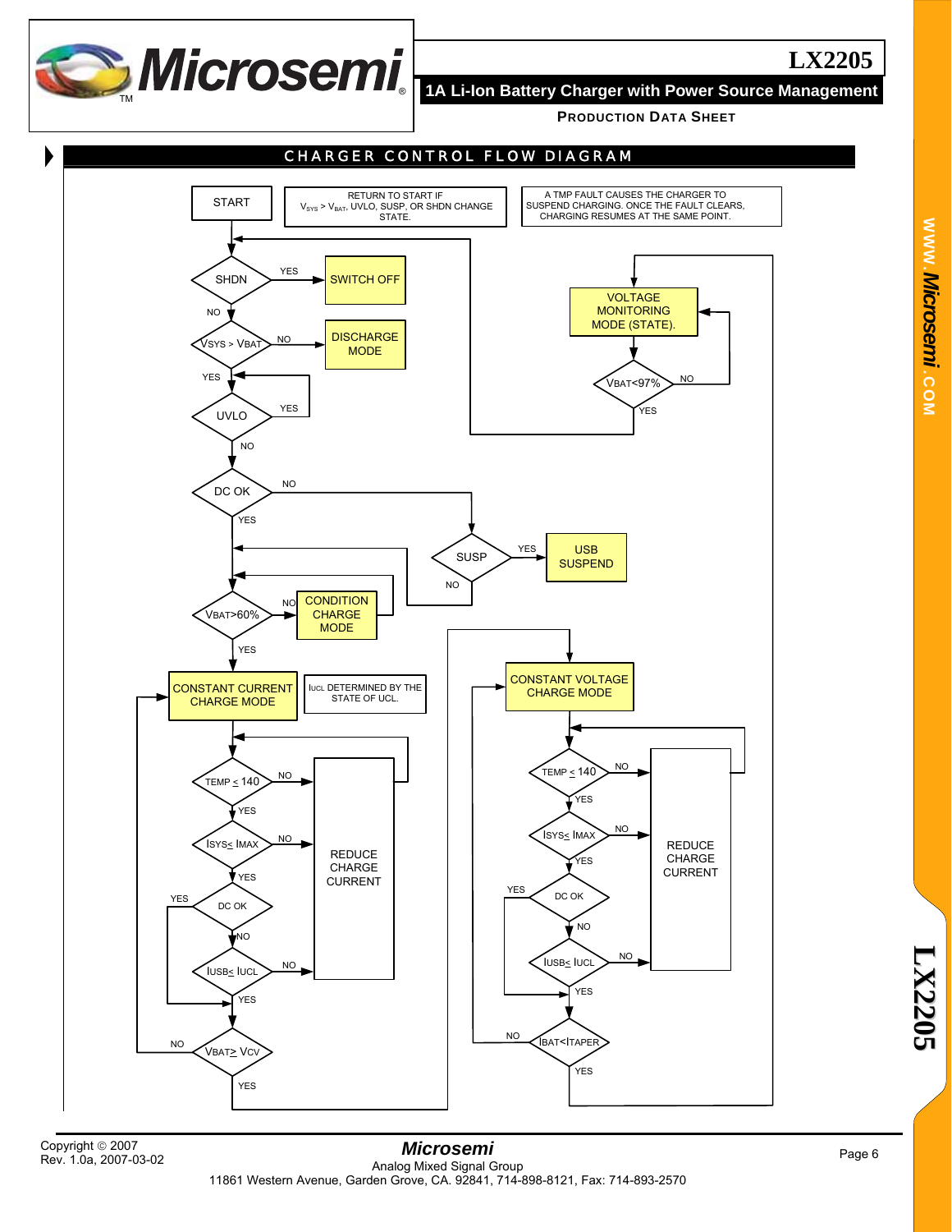## CHARGER CONTROL FLOW DIAGRAM

START

RETURN TO START IF $V_{SYS}$ > $V_{BAT}$, UVLO, SUSP, OR SHDN CHANGE STATE.

A TMP FAULT CAUSES THE CHARGER TO SUSPEND CHARGING. ONCE THE FAULT CLEARS, CHARGING RESUMES AT THE SAME POINT.

SHDN — YES → SWITCH OFF; NO ↓

VSYS > VBAT — NO → DISCHARGE MODE; YES ↓

UVLO — YES → (loop back); NO ↓

DC OK — NO → SUSP; YES ↓

SUSP — YES → USB SUSPEND; NO → (return)

VBAT>60% — NO → CONDITION CHARGE MODE; YES ↓

CONSTANT CURRENT CHARGE MODE

IUCL DETERMINED BY THE STATE OF UCL.

TEMP ≤ 140 — NO → REDUCE CHARGE CURRENT; YES ↓

ISYS≤ IMAX — NO → REDUCE CHARGE CURRENT; YES ↓

DC OK — YES → ; NO ↓

IUSB≤ IUCL — NO → REDUCE CHARGE CURRENT; YES ↓

VBAT≥ VCV — NO → CONSTANT CURRENT CHARGE MODE; YES → CONSTANT VOLTAGE CHARGE MODE

CONSTANT VOLTAGE CHARGE MODE

TEMP ≤ 140 — NO → REDUCE CHARGE CURRENT; YES ↓

ISYS≤ IMAX — NO → REDUCE CHARGE CURRENT; YES ↓

DC OK — YES → ; NO ↓

IUSB≤ IUCL — NO → REDUCE CHARGE CURRENT; YES ↓

IBAT<ITAPER — NO → CONSTANT VOLTAGE CHARGE MODE; YES → VOLTAGE MONITORING MODE (STATE).

VOLTAGE MONITORING MODE (STATE).

VBAT<97% — NO → VOLTAGE MONITORING MODE (STATE).; YES → (return to start)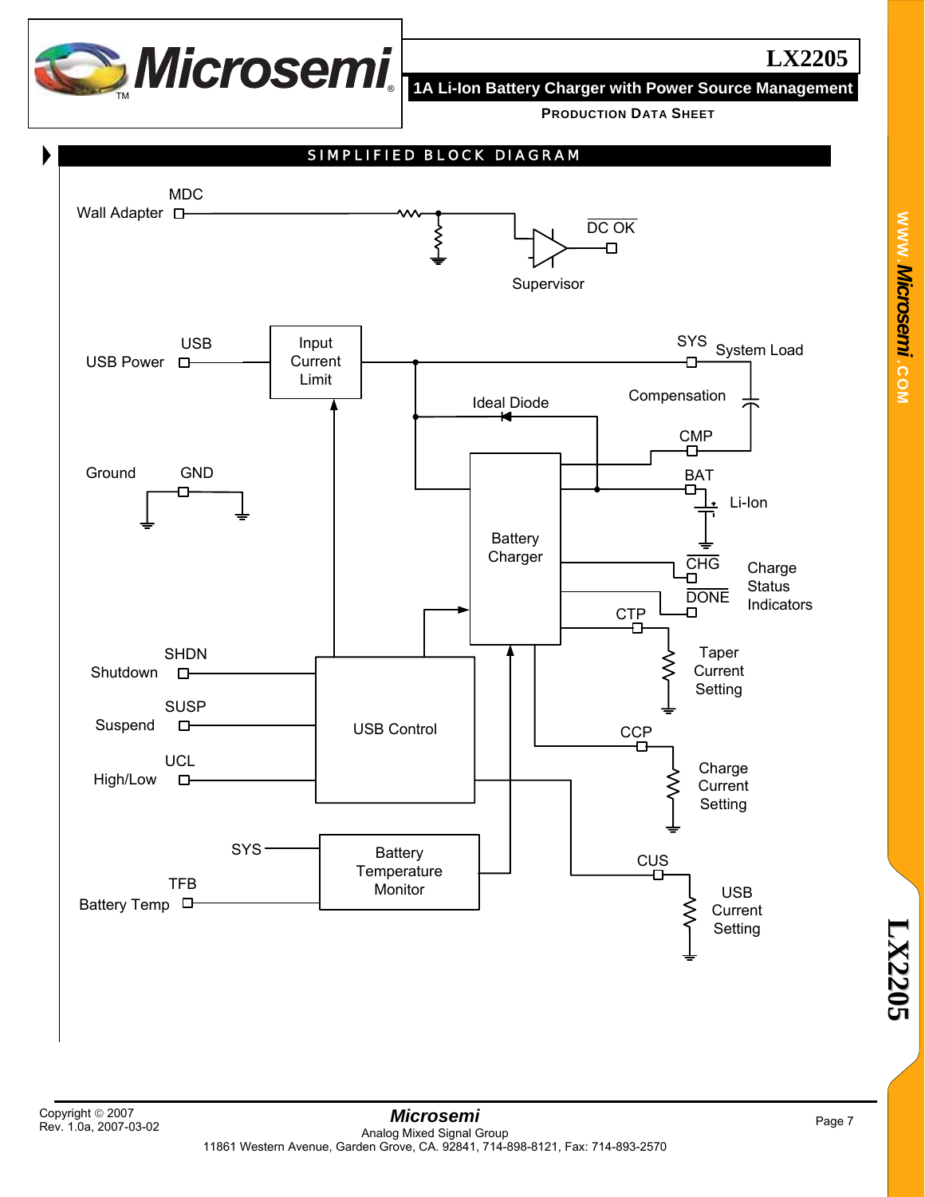## SIMPLIFIED BLOCK DIAGRAM

Wall Adapter — MDC — Supervisor — $\overline{\text{DC OK}}$

USB Power — USB — Input Current Limit — SYS — System Load

Ideal Diode

Compensation — CMP

Ground — GND

Battery Charger — BAT — Li-Ion

$\overline{\text{CHG}}$ / $\overline{\text{DONE}}$ — Charge Status Indicators

CTP — Taper Current Setting

Shutdown — SHDN

Suspend — SUSP — USB Control

High/Low — UCL

CCP — Charge Current Setting

SYS — Battery Temperature Monitor

Battery Temp — TFB

CUS — USB Current Setting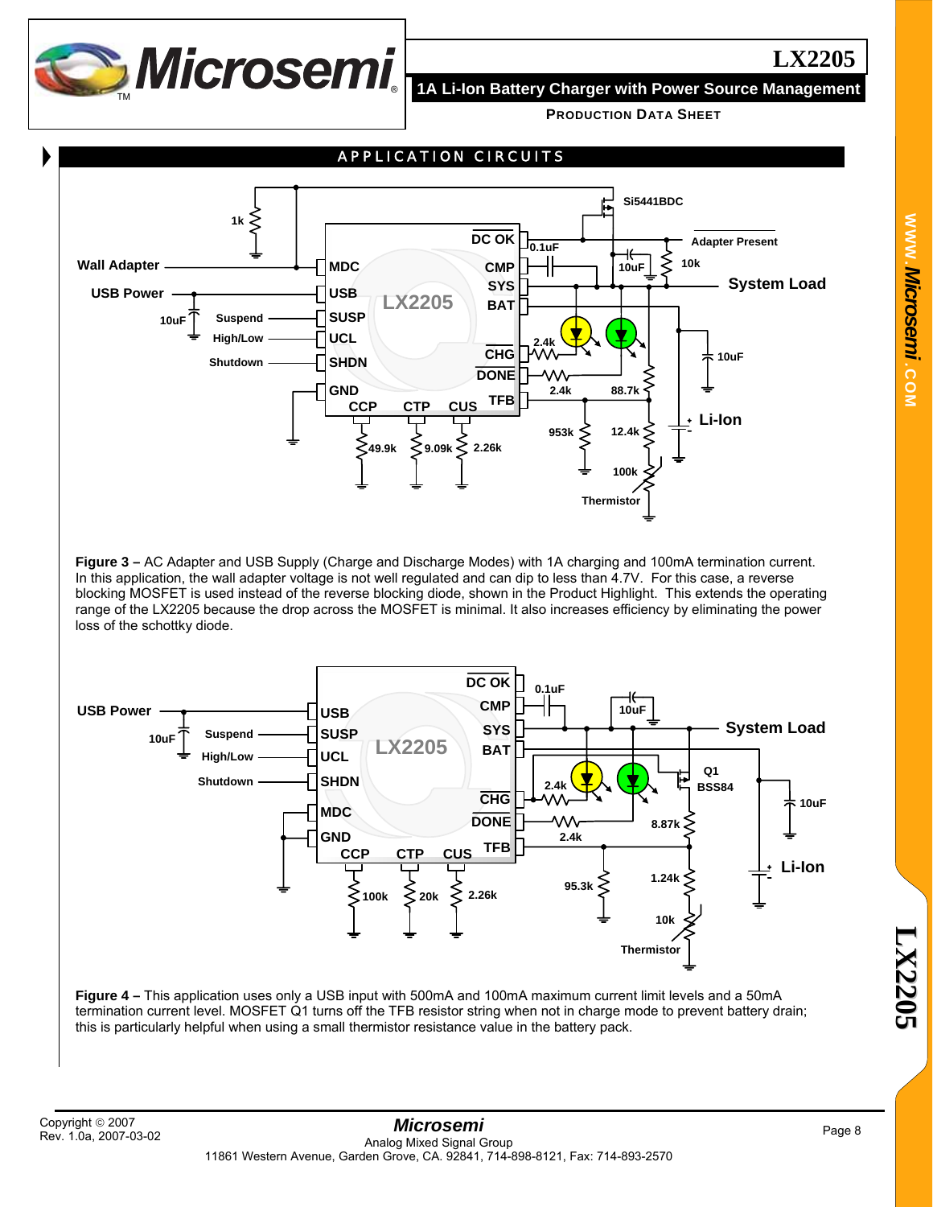## APPLICATION CIRCUITS

**Figure 3 –** AC Adapter and USB Supply (Charge and Discharge Modes) with 1A charging and 100mA termination current. In this application, the wall adapter voltage is not well regulated and can dip to less than 4.7V. For this case, a reverse blocking MOSFET is used instead of the reverse blocking diode, shown in the Product Highlight. This extends the operating range of the LX2205 because the drop across the MOSFET is minimal. It also increases efficiency by eliminating the power loss of the schottky diode.

**Figure 4 –** This application uses only a USB input with 500mA and 100mA maximum current limit levels and a 50mA termination current level. MOSFET Q1 turns off the TFB resistor string when not in charge mode to prevent battery drain; this is particularly helpful when using a small thermistor resistance value in the battery pack.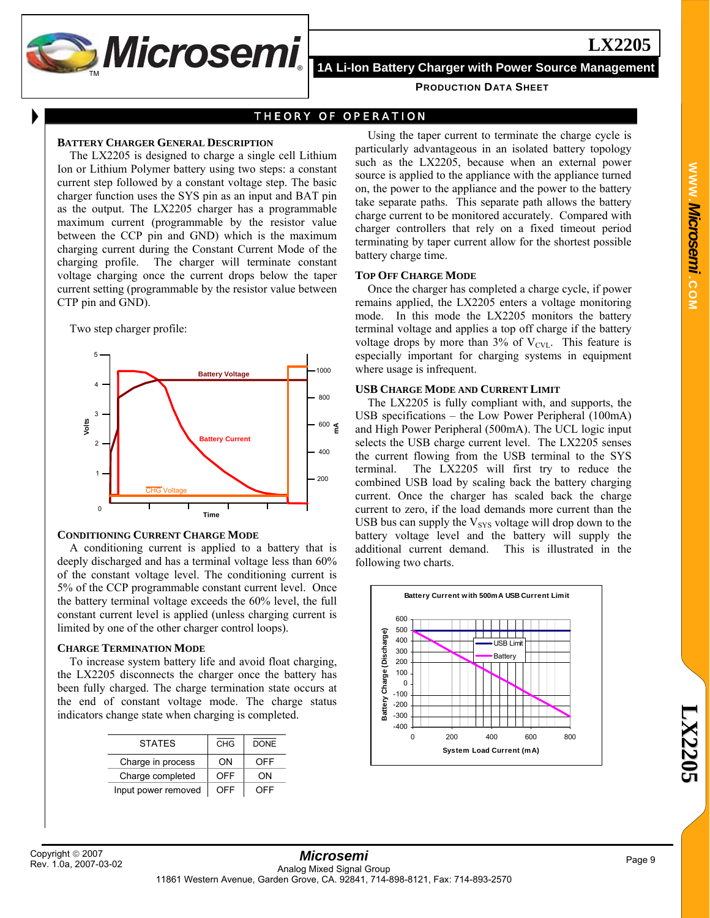## THEORY OF OPERATION

### BATTERY CHARGER GENERAL DESCRIPTION

The LX2205 is designed to charge a single cell Lithium Ion or Lithium Polymer battery using two steps: a constant current step followed by a constant voltage step. The basic charger function uses the SYS pin as an input and BAT pin as the output. The LX2205 charger has a programmable maximum current (programmable by the resistor value between the CCP pin and GND) which is the maximum charging current during the Constant Current Mode of the charging profile. The charger will terminate constant voltage charging once the current drops below the taper current setting (programmable by the resistor value between CTP pin and GND).

Two step charger profile:

### CONDITIONING CURRENT CHARGE MODE

A conditioning current is applied to a battery that is deeply discharged and has a terminal voltage less than 60% of the constant voltage level. The conditioning current is 5% of the CCP programmable constant current level. Once the battery terminal voltage exceeds the 60% level, the full constant current level is applied (unless charging current is limited by one of the other charger control loops).

### CHARGE TERMINATION MODE

To increase system battery life and avoid float charging, the LX2205 disconnects the charger once the battery has been fully charged. The charge termination state occurs at the end of constant voltage mode. The charge status indicators change state when charging is completed.

| STATES | CHG | DONE |
|---|---|---|
| Charge in process | ON | OFF |
| Charge completed | OFF | ON |
| Input power removed | OFF | OFF |

Using the taper current to terminate the charge cycle is particularly advantageous in an isolated battery topology such as the LX2205, because when an external power source is applied to the appliance with the appliance turned on, the power to the appliance and the power to the battery take separate paths. This separate path allows the battery charge current to be monitored accurately. Compared with charger controllers that rely on a fixed timeout period terminating by taper current allow for the shortest possible battery charge time.

### TOP OFF CHARGE MODE

Once the charger has completed a charge cycle, if power remains applied, the LX2205 enters a voltage monitoring mode. In this mode the LX2205 monitors the battery terminal voltage and applies a top off charge if the battery voltage drops by more than 3% of $V_{CVL}$. This feature is especially important for charging systems in equipment where usage is infrequent.

### USB CHARGE MODE AND CURRENT LIMIT

The LX2205 is fully compliant with, and supports, the USB specifications – the Low Power Peripheral (100mA) and High Power Peripheral (500mA). The UCL logic input selects the USB charge current level. The LX2205 senses the current flowing from the USB terminal to the SYS terminal. The LX2205 will first try to reduce the combined USB load by scaling back the battery charging current. Once the charger has scaled back the charge current to zero, if the load demands more current than the USB bus can supply the $V_{SYS}$ voltage will drop down to the battery voltage level and the battery will supply the additional current demand. This is illustrated in the following two charts.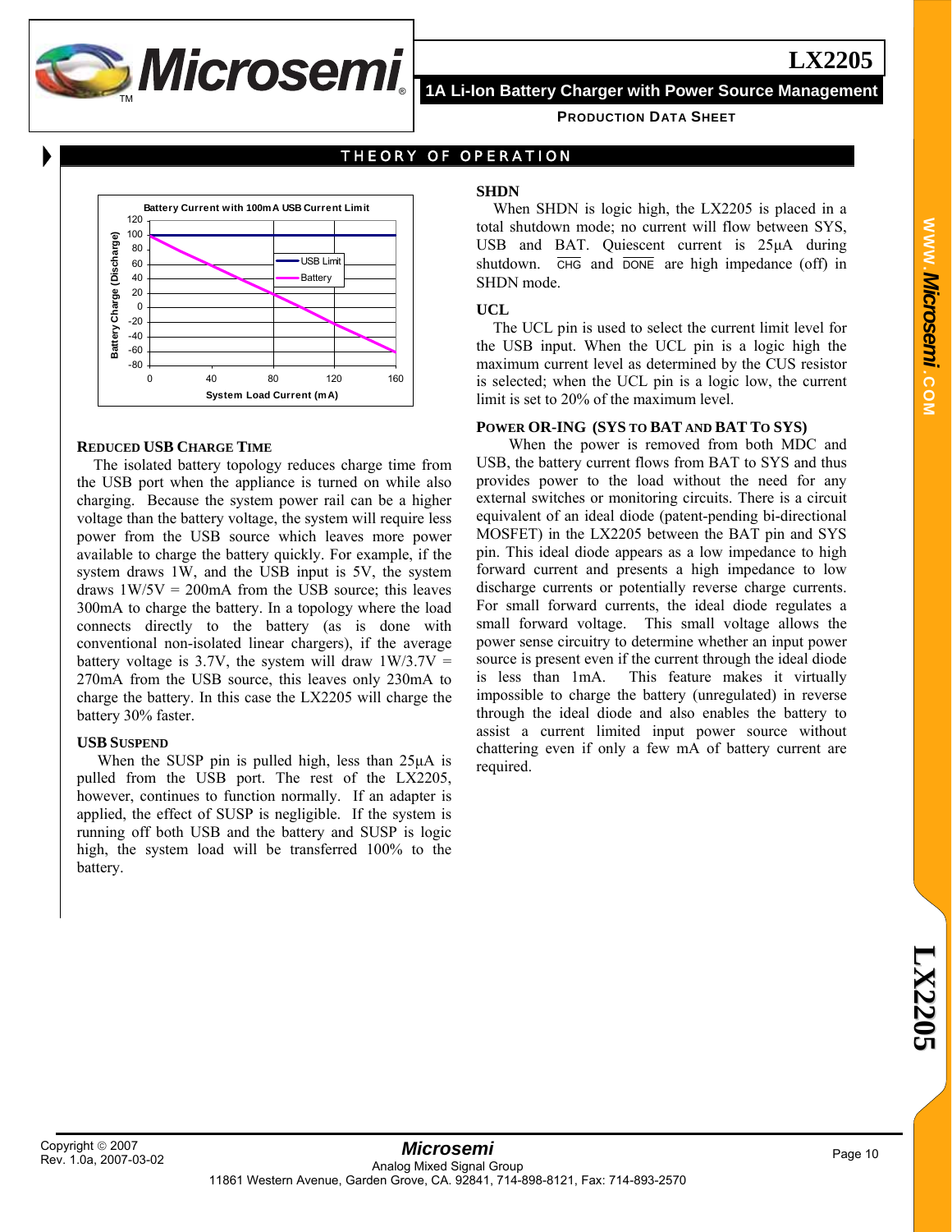## THEORY OF OPERATION

Battery Current with 100mA USB Current Limit

Y-axis: Battery Charge (Discharge), 120 to -80
X-axis: System Load Current (mA), 0 to 160
Legend: USB Limit, Battery

### REDUCED USB CHARGE TIME

The isolated battery topology reduces charge time from the USB port when the appliance is turned on while also charging. Because the system power rail can be a higher voltage than the battery voltage, the system will require less power from the USB source which leaves more power available to charge the battery quickly. For example, if the system draws 1W, and the USB input is 5V, the system draws 1W/5V = 200mA from the USB source; this leaves 300mA to charge the battery. In a topology where the load connects directly to the battery (as is done with conventional non-isolated linear chargers), if the average battery voltage is 3.7V, the system will draw 1W/3.7V = 270mA from the USB source, this leaves only 230mA to charge the battery. In this case the LX2205 will charge the battery 30% faster.

### USB SUSPEND

When the SUSP pin is pulled high, less than 25µA is pulled from the USB port. The rest of the LX2205, however, continues to function normally. If an adapter is applied, the effect of SUSP is negligible. If the system is running off both USB and the battery and SUSP is logic high, the system load will be transferred 100% to the battery.

### SHDN

When SHDN is logic high, the LX2205 is placed in a total shutdown mode; no current will flow between SYS, USB and BAT. Quiescent current is 25µA during shutdown. $\overline{\text{CHG}}$ and $\overline{\text{DONE}}$ are high impedance (off) in SHDN mode.

### UCL

The UCL pin is used to select the current limit level for the USB input. When the UCL pin is a logic high the maximum current level as determined by the CUS resistor is selected; when the UCL pin is a logic low, the current limit is set to 20% of the maximum level.

### POWER OR-ING (SYS TO BAT AND BAT TO SYS)

When the power is removed from both MDC and USB, the battery current flows from BAT to SYS and thus provides power to the load without the need for any external switches or monitoring circuits. There is a circuit equivalent of an ideal diode (patent-pending bi-directional MOSFET) in the LX2205 between the BAT pin and SYS pin. This ideal diode appears as a low impedance to high forward current and presents a high impedance to low discharge currents or potentially reverse charge currents. For small forward currents, the ideal diode regulates a small forward voltage. This small voltage allows the power sense circuitry to determine whether an input power source is present even if the current through the ideal diode is less than 1mA. This feature makes it virtually impossible to charge the battery (unregulated) in reverse through the ideal diode and also enables the battery to assist a current limited input power source without chattering even if only a few mA of battery current are required.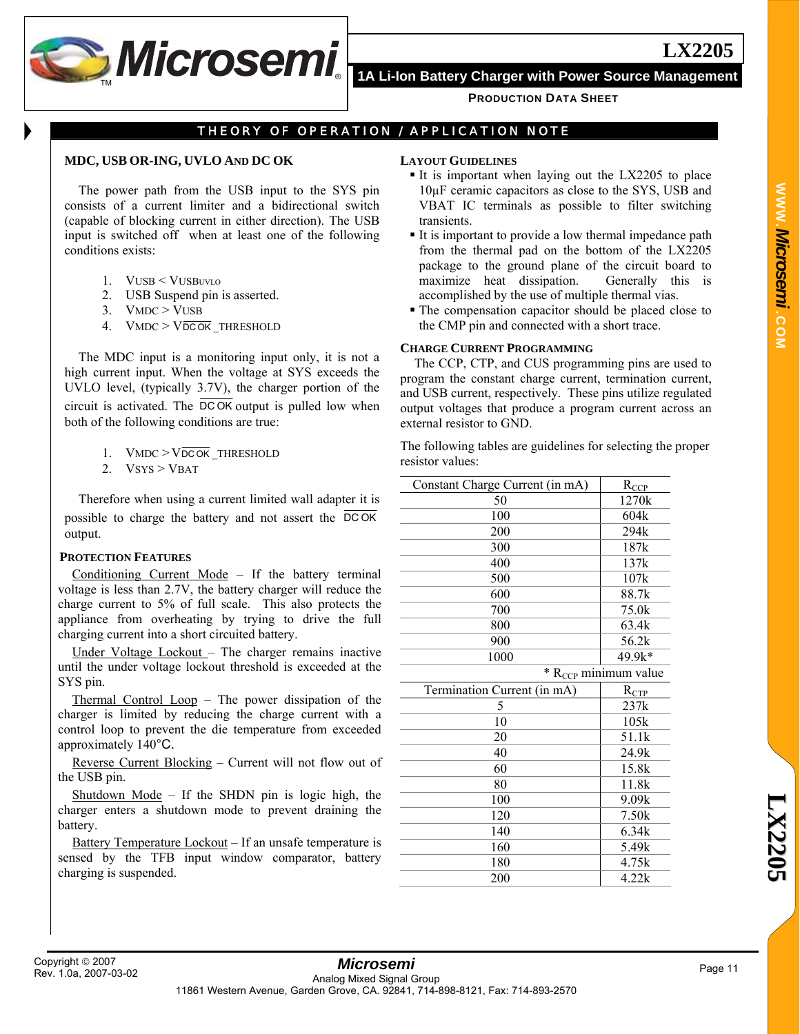## THEORY OF OPERATION / APPLICATION NOTE

### MDC, USB OR-ING, UVLO AND DC OK

The power path from the USB input to the SYS pin consists of a current limiter and a bidirectional switch (capable of blocking current in either direction). The USB input is switched off when at least one of the following conditions exists:

1. $V_{USB} < V_{USBUVLO}$
2. USB Suspend pin is asserted.
3. $V_{MDC} > V_{USB}$
4. $V_{MDC} > V_{\overline{DC\,OK}}$ _THRESHOLD

The MDC input is a monitoring input only, it is not a high current input. When the voltage at SYS exceeds the UVLO level, (typically 3.7V), the charger portion of the circuit is activated. The $\overline{DC\,OK}$ output is pulled low when both of the following conditions are true:

1. $V_{MDC} > V_{\overline{DC\,OK}}$ _THRESHOLD
2. $V_{SYS} > V_{BAT}$

Therefore when using a current limited wall adapter it is possible to charge the battery and not assert the $\overline{DC\,OK}$ output.

### PROTECTION FEATURES

Conditioning Current Mode – If the battery terminal voltage is less than 2.7V, the battery charger will reduce the charge current to 5% of full scale. This also protects the appliance from overheating by trying to drive the full charging current into a short circuited battery.

Under Voltage Lockout – The charger remains inactive until the under voltage lockout threshold is exceeded at the SYS pin.

Thermal Control Loop – The power dissipation of the charger is limited by reducing the charge current with a control loop to prevent the die temperature from exceeded approximately 140°C.

Reverse Current Blocking – Current will not flow out of the USB pin.

Shutdown Mode – If the SHDN pin is logic high, the charger enters a shutdown mode to prevent draining the battery.

Battery Temperature Lockout – If an unsafe temperature is sensed by the TFB input window comparator, battery charging is suspended.

### LAYOUT GUIDELINES

- It is important when laying out the LX2205 to place 10µF ceramic capacitors as close to the SYS, USB and VBAT IC terminals as possible to filter switching transients.
- It is important to provide a low thermal impedance path from the thermal pad on the bottom of the LX2205 package to the ground plane of the circuit board to maximize heat dissipation. Generally this is accomplished by the use of multiple thermal vias.
- The compensation capacitor should be placed close to the CMP pin and connected with a short trace.

### CHARGE CURRENT PROGRAMMING

The CCP, CTP, and CUS programming pins are used to program the constant charge current, termination current, and USB current, respectively. These pins utilize regulated output voltages that produce a program current across an external resistor to GND.

The following tables are guidelines for selecting the proper resistor values:

| Constant Charge Current (in mA) | $R_{CCP}$ |
|---|---|
| 50 | 1270k |
| 100 | 604k |
| 200 | 294k |
| 300 | 187k |
| 400 | 137k |
| 500 | 107k |
| 600 | 88.7k |
| 700 | 75.0k |
| 800 | 63.4k |
| 900 | 56.2k |
| 1000 | 49.9k* |

\* $R_{CCP}$ minimum value

| Termination Current (in mA) | $R_{CTP}$ |
|---|---|
| 5 | 237k |
| 10 | 105k |
| 20 | 51.1k |
| 40 | 24.9k |
| 60 | 15.8k |
| 80 | 11.8k |
| 100 | 9.09k |
| 120 | 7.50k |
| 140 | 6.34k |
| 160 | 5.49k |
| 180 | 4.75k |
| 200 | 4.22k |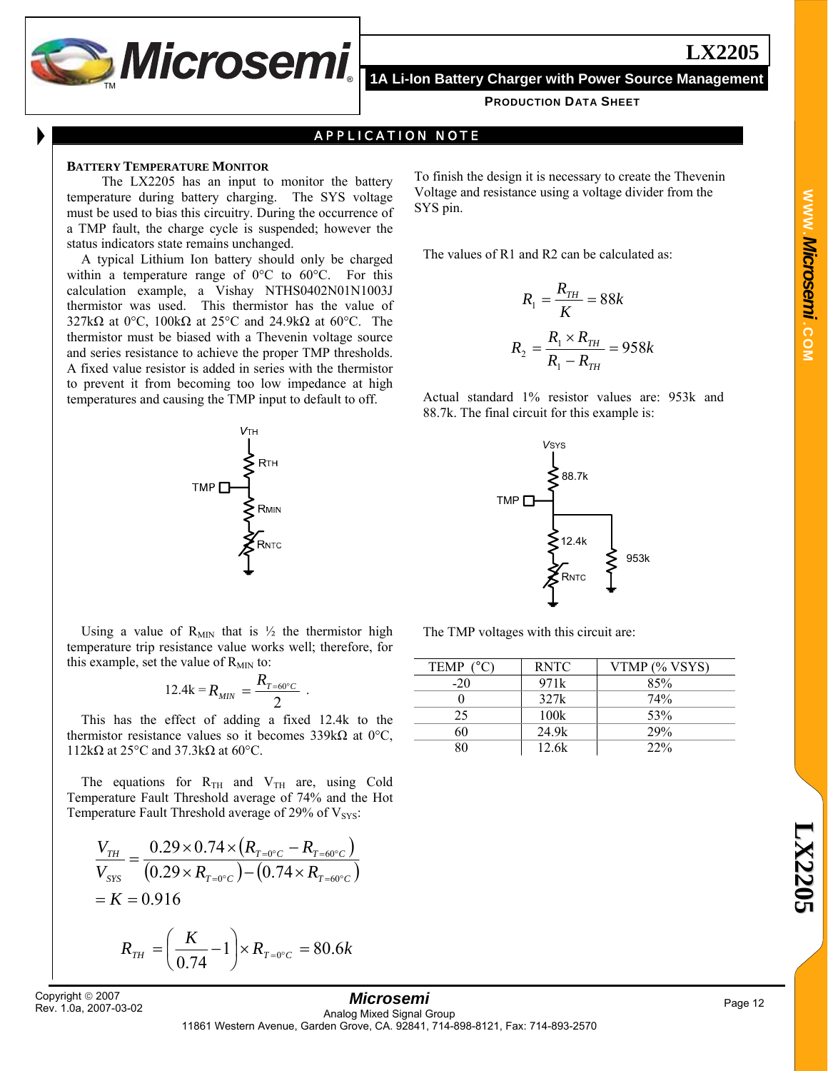## APPLICATION NOTE

### BATTERY TEMPERATURE MONITOR

The LX2205 has an input to monitor the battery temperature during battery charging. The SYS voltage must be used to bias this circuitry. During the occurrence of a TMP fault, the charge cycle is suspended; however the status indicators state remains unchanged.

A typical Lithium Ion battery should only be charged within a temperature range of 0°C to 60°C. For this calculation example, a Vishay NTHS0402N01N1003J thermistor was used. This thermistor has the value of 327kΩ at 0°C, 100kΩ at 25°C and 24.9kΩ at 60°C. The thermistor must be biased with a Thevenin voltage source and series resistance to achieve the proper TMP thresholds. A fixed value resistor is added in series with the thermistor to prevent it from becoming too low impedance at high temperatures and causing the TMP input to default to off.

Using a value of $R_{MIN}$ that is ½ the thermistor high temperature trip resistance value works well; therefore, for this example, set the value of $R_{MIN}$ to:

$$12.4k = R_{MIN} = \frac{R_{T=60°C}}{2} \, .$$

This has the effect of adding a fixed 12.4k to the thermistor resistance values so it becomes 339kΩ at 0°C, 112kΩ at 25°C and 37.3kΩ at 60°C.

The equations for $R_{TH}$ and $V_{TH}$ are, using Cold Temperature Fault Threshold average of 74% and the Hot Temperature Fault Threshold average of 29% of $V_{SYS}$:

$$\frac{V_{TH}}{V_{SYS}} = \frac{0.29 \times 0.74 \times \left(R_{T=0°C} - R_{T=60°C}\right)}{\left(0.29 \times R_{T=0°C}\right) - \left(0.74 \times R_{T=60°C}\right)} = K = 0.916$$

$$R_{TH} = \left(\frac{K}{0.74} - 1\right) \times R_{T=0°C} = 80.6k$$

To finish the design it is necessary to create the Thevenin Voltage and resistance using a voltage divider from the SYS pin.

The values of R1 and R2 can be calculated as:

$$R_1 = \frac{R_{TH}}{K} = 88k$$

$$R_2 = \frac{R_1 \times R_{TH}}{R_1 - R_{TH}} = 958k$$

Actual standard 1% resistor values are: 953k and 88.7k. The final circuit for this example is:

The TMP voltages with this circuit are:

| TEMP (°C) | RNTC | VTMP (% VSYS) |
|---|---|---|
| -20 | 971k | 85% |
| 0 | 327k | 74% |
| 25 | 100k | 53% |
| 60 | 24.9k | 29% |
| 80 | 12.6k | 22% |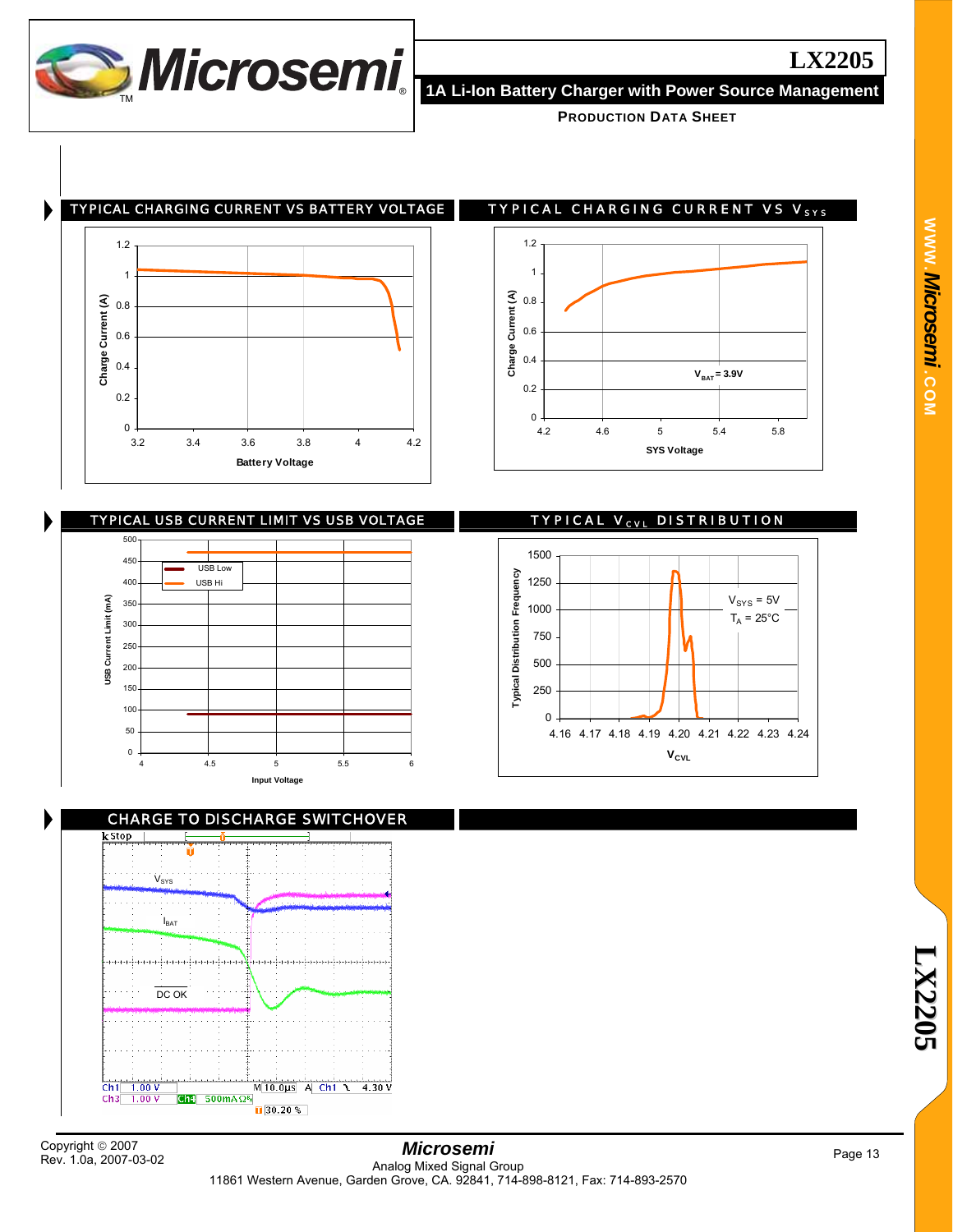## TYPICAL CHARGING CURRENT VS BATTERY VOLTAGE

Charge Current (A)

1.2, 1, 0.8, 0.6, 0.4, 0.2, 0

3.2, 3.4, 3.6, 3.8, 4, 4.2

Battery Voltage

## TYPICAL CHARGING CURRENT VS $V_{SYS}$

Charge Current (A)

1.2, 1, 0.8, 0.6, 0.4, 0.2, 0

4.2, 4.6, 5, 5.4, 5.8

SYS Voltage

$V_{BAT}$ = 3.9V

## TYPICAL USB CURRENT LIMIT VS USB VOLTAGE

USB Current Limit (mA)

500, 450, 400, 350, 300, 250, 200, 150, 100, 50, 0

4, 4.5, 5, 5.5, 6

Input Voltage

USB Low

USB Hi

## TYPICAL $V_{CVL}$ DISTRIBUTION

Typical Distribution Frequency

1500, 1250, 1000, 750, 500, 250, 0

4.16, 4.17, 4.18, 4.19, 4.20, 4.21, 4.22, 4.23, 4.24

$V_{CVL}$

$V_{SYS}$ = 5V

$T_A$ = 25°C

## CHARGE TO DISCHARGE SWITCHOVER

$V_{SYS}$

$I_{BAT}$

DC OK

Ch1 1.00 V M 10.0µs A Ch1 ⌄ 4.30 V

Ch3 1.00 V Ch4 500mA Ω

30.20 %

Copyright © 2007
Rev. 1.0a, 2007-03-02

**Microsemi**
Analog Mixed Signal Group
11861 Western Avenue, Garden Grove, CA. 92841, 714-898-8121, Fax: 714-893-2570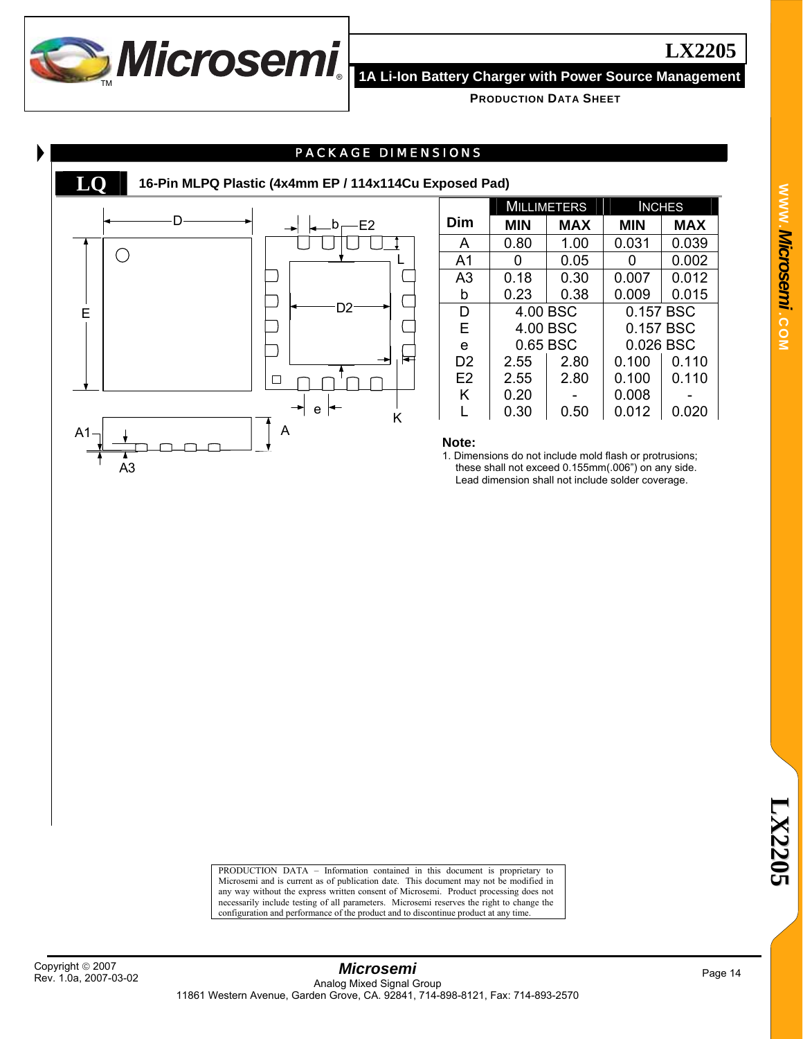# PACKAGE DIMENSIONS

## LQ — 16-Pin MLPQ Plastic (4x4mm EP / 114x114Cu Exposed Pad)

D
b
E2
L
E
D2
e
K
A1
A
A3

| Dim | MILLIMETERS | | INCHES | |
|---|---|---|---|---|
| | MIN | MAX | MIN | MAX |
| A | 0.80 | 1.00 | 0.031 | 0.039 |
| A1 | 0 | 0.05 | 0 | 0.002 |
| A3 | 0.18 | 0.30 | 0.007 | 0.012 |
| b | 0.23 | 0.38 | 0.009 | 0.015 |
| D | 4.00 BSC | | 0.157 BSC | |
| E | 4.00 BSC | | 0.157 BSC | |
| e | 0.65 BSC | | 0.026 BSC | |
| D2 | 2.55 | 2.80 | 0.100 | 0.110 |
| E2 | 2.55 | 2.80 | 0.100 | 0.110 |
| K | 0.20 | - | 0.008 | - |
| L | 0.30 | 0.50 | 0.012 | 0.020 |

**Note:**

1. Dimensions do not include mold flash or protrusions; these shall not exceed 0.155mm(.006") on any side. Lead dimension shall not include solder coverage.

PRODUCTION DATA – Information contained in this document is proprietary to Microsemi and is current as of publication date. This document may not be modified in any way without the express written consent of Microsemi. Product processing does not necessarily include testing of all parameters. Microsemi reserves the right to change the configuration and performance of the product and to discontinue product at any time.